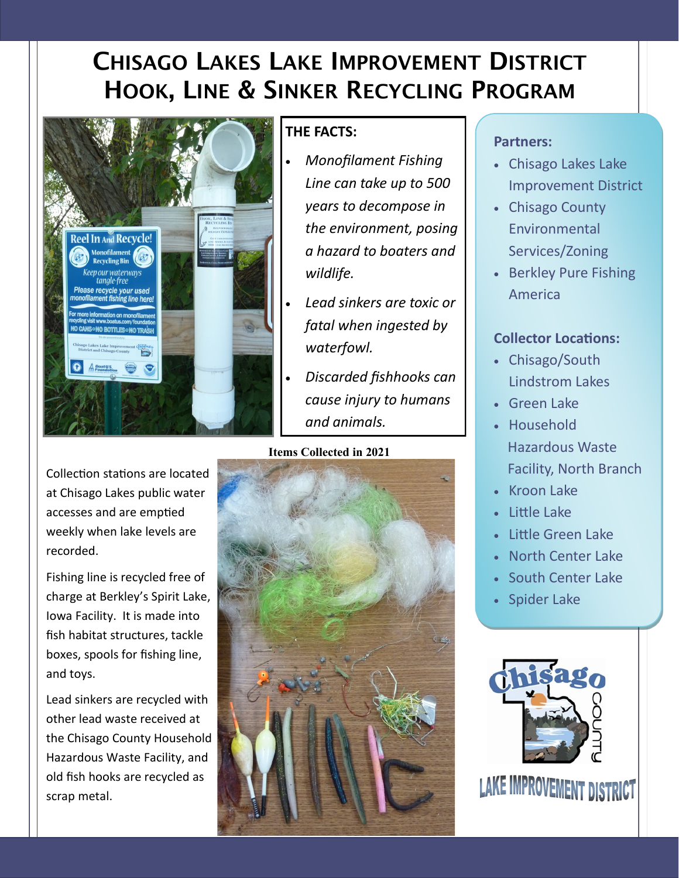# Chisago Lakes Lake Improvement District Hook, Line & Sinker Recycling Program

## THE FACTS:

- *Monofilament Fishing Line can take up to 500 years to decompose in the environment, posing a hazard to boaters and wildlife.*
- *Lead sinkers are toxic or fatal when ingested by waterfowl.*
- *Discarded fishhooks can cause injury to humans and animals.*

Collection stations are located at Chisago Lakes public water accesses and are emptied weekly when lake levels are recorded.

Fishing line is recycled free of charge at Berkley's Spirit Lake, Iowa Facility. It is made into fish habitat structures, tackle boxes, spools for fishing line, and toys.

Lead sinkers are recycled with other lead waste received at the Chisago County Household Hazardous Waste Facility, and old fish hooks are recycled as scrap metal.

**Items Collected in 2021**

**Partners:**

- Chisago Lakes Lake Improvement District
- Chisago County Environmental Services/Zoning
- Berkley Pure Fishing America

**Collector Locations:**

- Chisago/South Lindstrom Lakes
- Green Lake
- Household Hazardous Waste Facility, North Branch
- Kroon Lake
- Little Lake
- Little Green Lake
- North Center Lake
- South Center Lake
- Spider Lake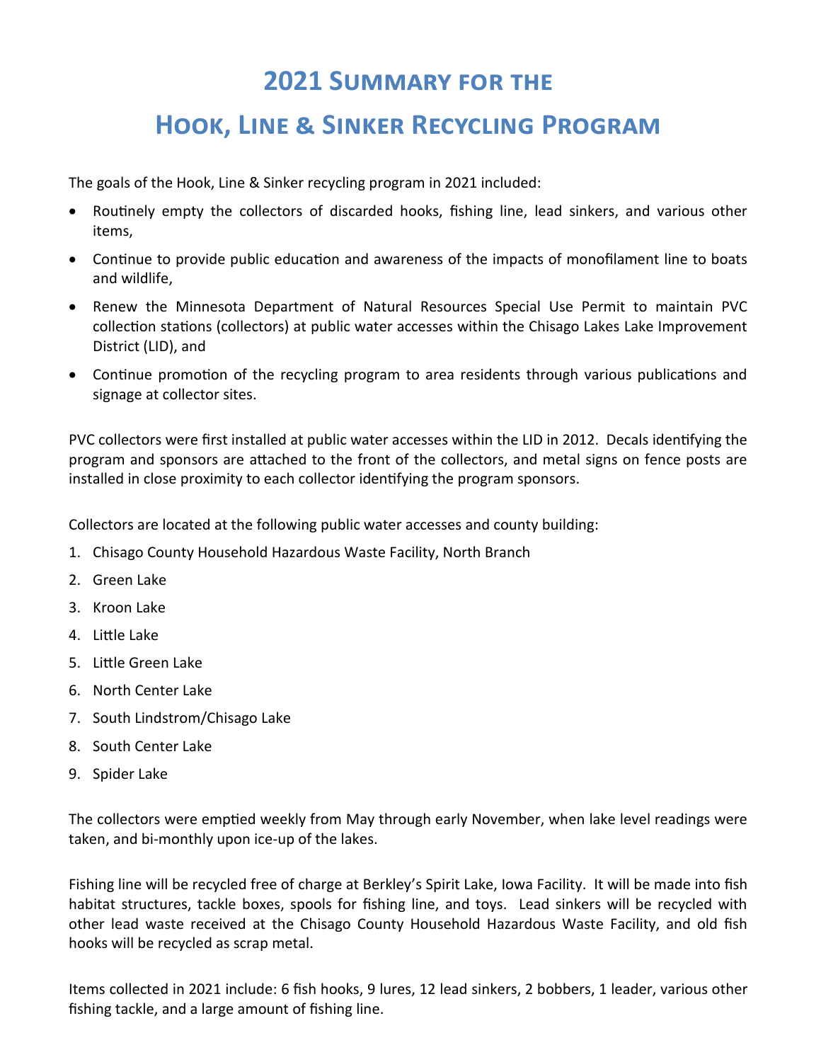# 2021 Summary for the

# Hook, Line & Sinker Recycling Program

The goals of the Hook, Line & Sinker recycling program in 2021 included:

- Routinely empty the collectors of discarded hooks, fishing line, lead sinkers, and various other items,
- Continue to provide public education and awareness of the impacts of monofilament line to boats and wildlife,
- Renew the Minnesota Department of Natural Resources Special Use Permit to maintain PVC collection stations (collectors) at public water accesses within the Chisago Lakes Lake Improvement District (LID), and
- Continue promotion of the recycling program to area residents through various publications and signage at collector sites.

PVC collectors were first installed at public water accesses within the LID in 2012. Decals identifying the program and sponsors are attached to the front of the collectors, and metal signs on fence posts are installed in close proximity to each collector identifying the program sponsors.

Collectors are located at the following public water accesses and county building:

1. Chisago County Household Hazardous Waste Facility, North Branch
2. Green Lake
3. Kroon Lake
4. Little Lake
5. Little Green Lake
6. North Center Lake
7. South Lindstrom/Chisago Lake
8. South Center Lake
9. Spider Lake

The collectors were emptied weekly from May through early November, when lake level readings were taken, and bi-monthly upon ice-up of the lakes.

Fishing line will be recycled free of charge at Berkley's Spirit Lake, Iowa Facility. It will be made into fish habitat structures, tackle boxes, spools for fishing line, and toys. Lead sinkers will be recycled with other lead waste received at the Chisago County Household Hazardous Waste Facility, and old fish hooks will be recycled as scrap metal.

Items collected in 2021 include: 6 fish hooks, 9 lures, 12 lead sinkers, 2 bobbers, 1 leader, various other fishing tackle, and a large amount of fishing line.